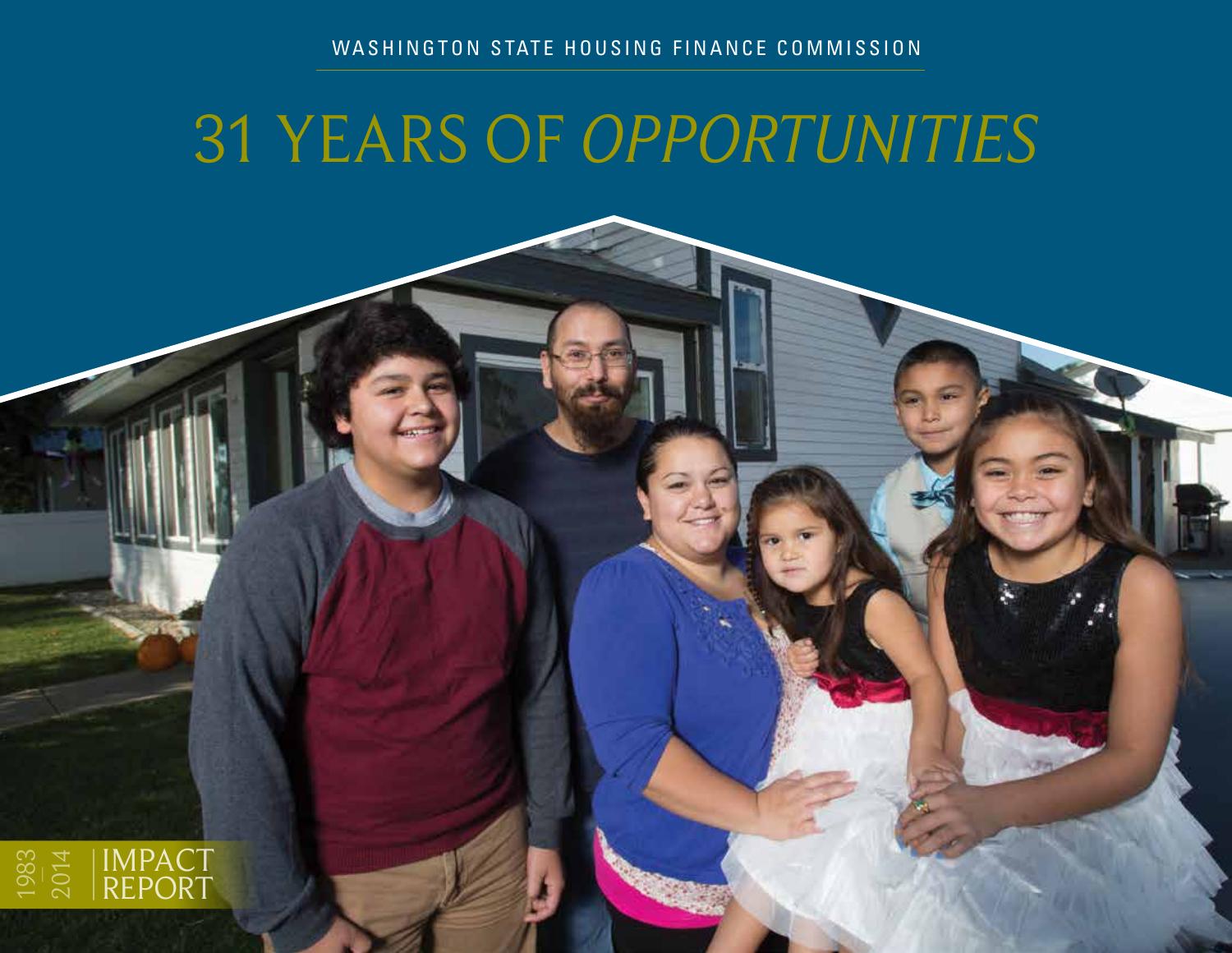WASHINGTON STATE HOUSING FINANCE COMMISSION

# 31 YEARS OF *OPPORTUNITIES*

1983–2014 IMPACT REPORT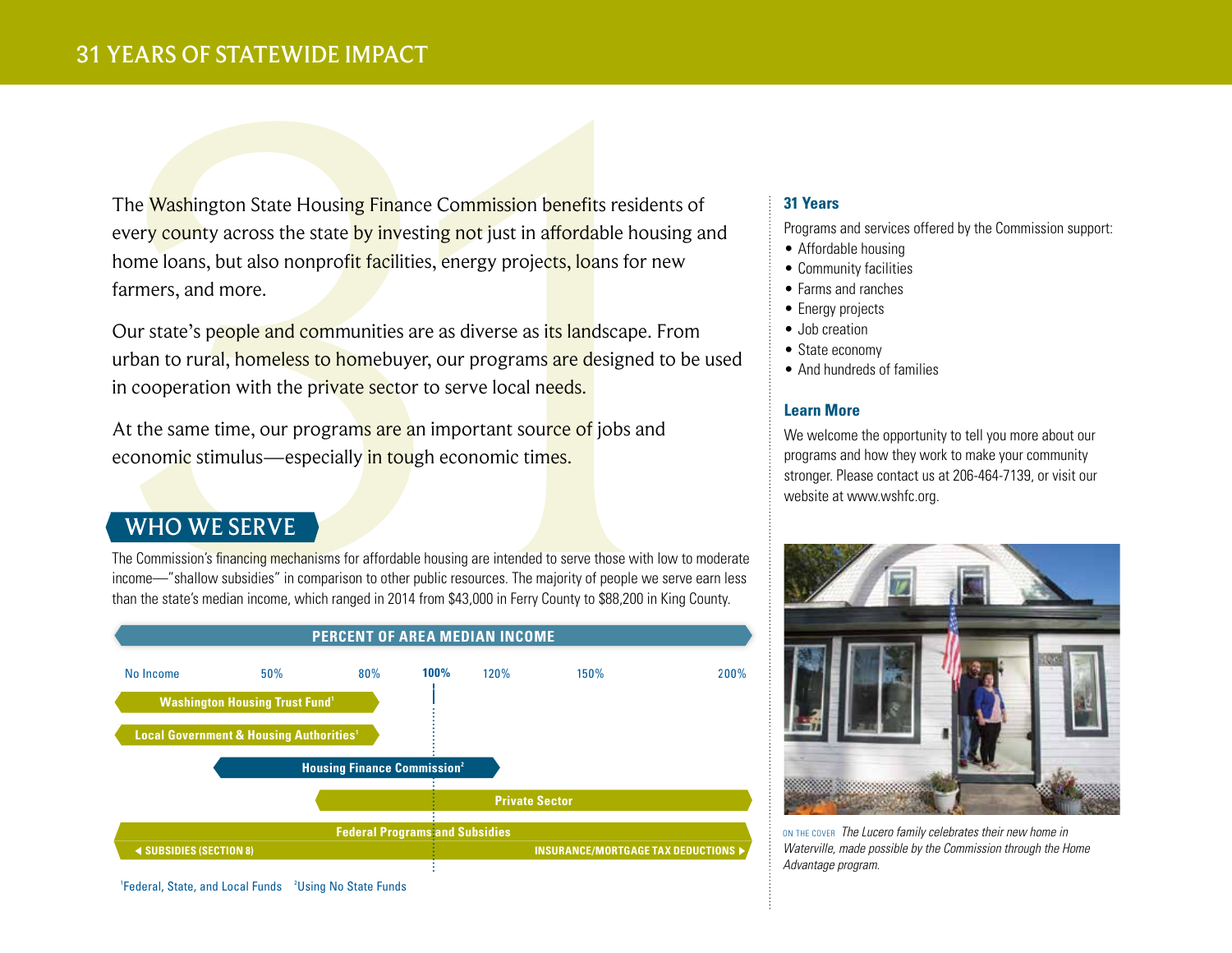# 31 YEARS OF STATEWIDE IMPACT

The Washington State Housing Finance Commission benefits residents of every county across the state by investing not just in affordable housing and home loans, but also nonprofit facilities, energy projects, loans for new farmers, and more.

Our state's people and communities are as diverse as its landscape. From urban to rural, homeless to homebuyer, our programs are designed to be used in cooperation with the private sector to serve local needs.

At the same time, our programs are an important source of jobs and economic stimulus—especially in tough economic times.

## WHO WE SERVE

The Commission's financing mechanisms for affordable housing are intended to serve those with low to moderate income—"shallow subsidies" in comparison to other public resources. The majority of people we serve earn less than the state's median income, which ranged in 2014 from $43,000 in Ferry County to $88,200 in King County.

**PERCENT OF AREA MEDIAN INCOME**

No Income | 50% | 80% | **100%** | 120% | 150% | 200%

- **Washington Housing Trust Fund**[1] (No Income – 80%)
- **Local Government & Housing Authorities**[1] (No Income – 80%)
- **Housing Finance Commission**[2] (50% – 120%)
- **Private Sector** (80% – 200%)
- **Federal Programs and Subsidies** (No Income – 200%)
  - ◄ SUBSIDIES (SECTION 8)
  - INSURANCE/MORTGAGE TAX DEDUCTIONS ►

[1]Federal, State, and Local Funds [2]Using No State Funds

### 31 Years

Programs and services offered by the Commission support:

- Affordable housing
- Community facilities
- Farms and ranches
- Energy projects
- Job creation
- State economy
- And hundreds of families

### Learn More

We welcome the opportunity to tell you more about our programs and how they work to make your community stronger. Please contact us at 206-464-7139, or visit our website at www.wshfc.org.

ON THE COVER *The Lucero family celebrates their new home in Waterville, made possible by the Commission through the Home Advantage program.*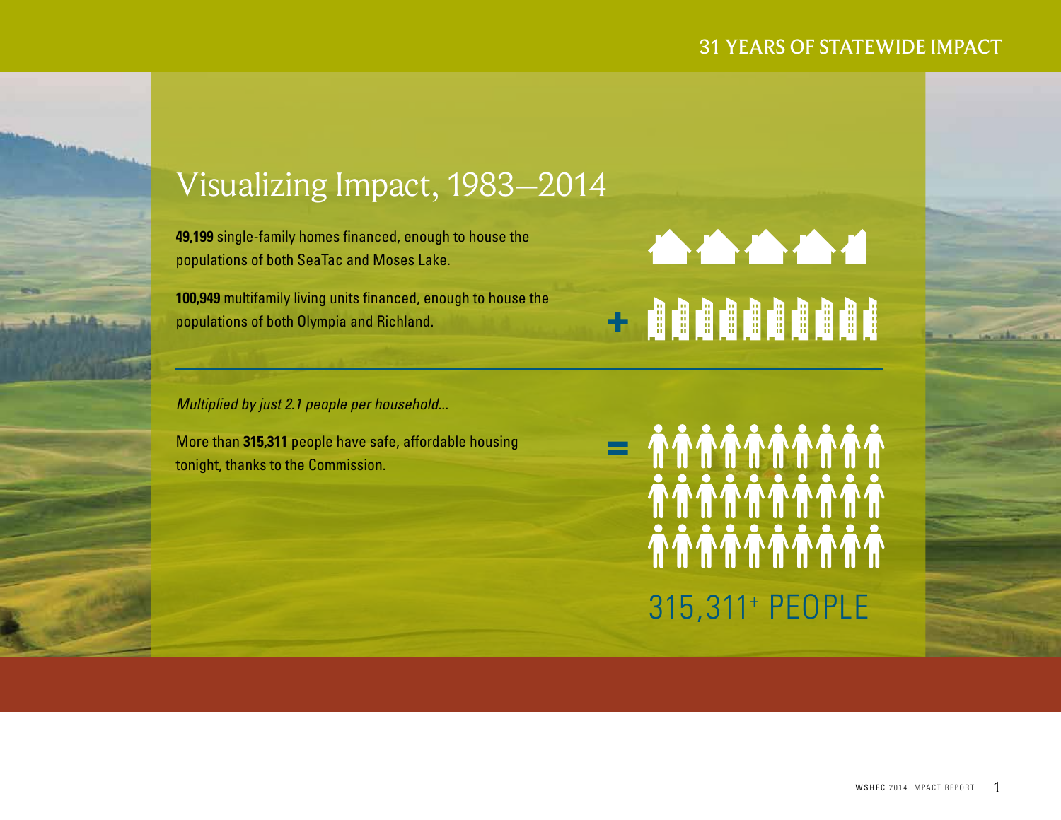# Visualizing Impact, 1983–2014

**49,199** single-family homes financed, enough to house the populations of both SeaTac and Moses Lake.

**100,949** multifamily living units financed, enough to house the populations of both Olympia and Richland.

*Multiplied by just 2.1 people per household...*

More than **315,311** people have safe, affordable housing tonight, thanks to the Commission.

+

=

315,311+ PEOPLE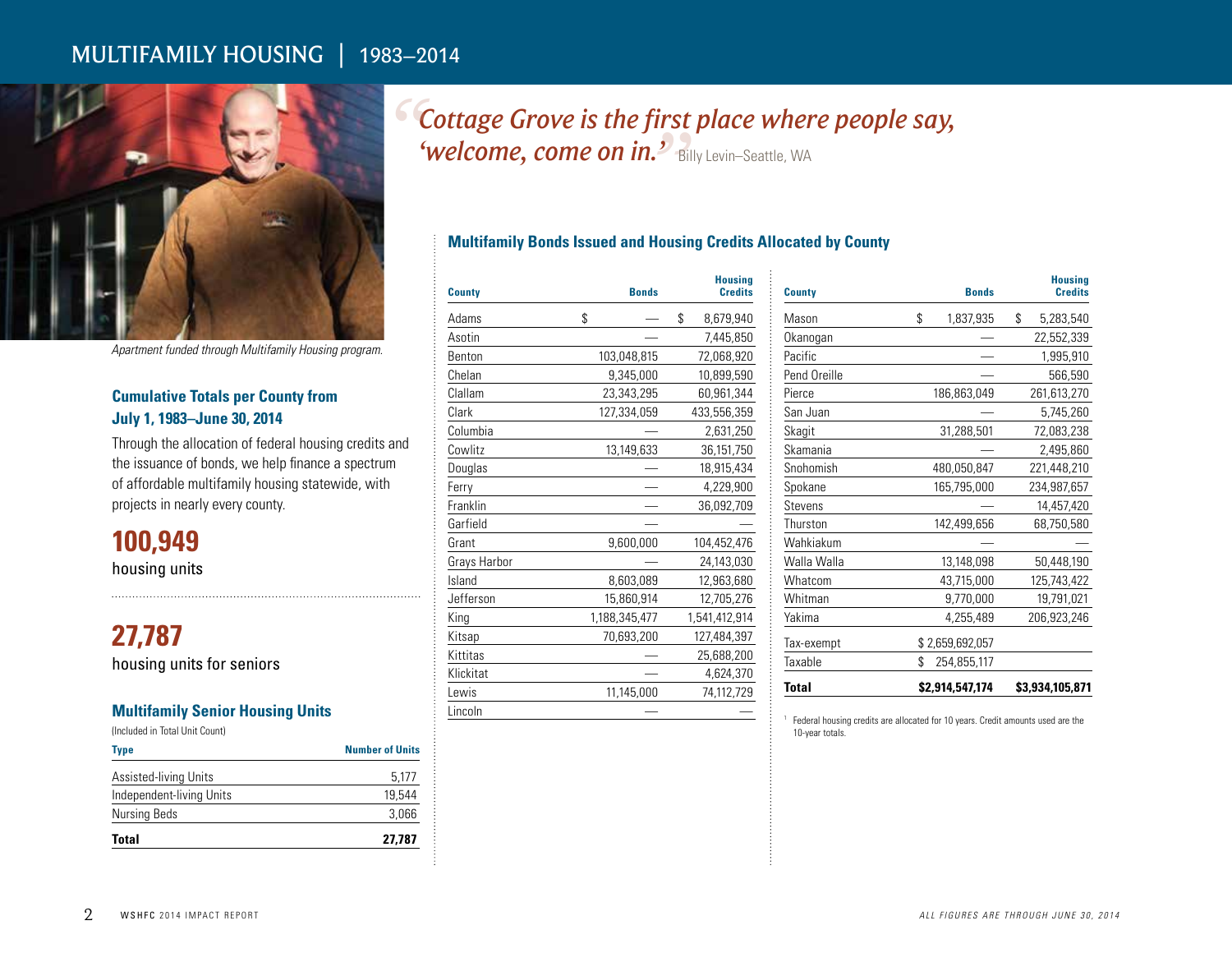# MULTIFAMILY HOUSING | 1983–2014

Apartment funded through Multifamily Housing program.

*"Cottage Grove is the first place where people say, 'welcome, come on in.'"* Billy Levin–Seattle, WA

### Cumulative Totals per County from July 1, 1983–June 30, 2014

Through the allocation of federal housing credits and the issuance of bonds, we help finance a spectrum of affordable multifamily housing statewide, with projects in nearly every county.

**100,949**
housing units

**27,787**
housing units for seniors

### Multifamily Senior Housing Units

(Included in Total Unit Count)

| Type | Number of Units |
|---|---|
| Assisted-living Units | 5,177 |
| Independent-living Units | 19,544 |
| Nursing Beds | 3,066 |
| **Total** | **27,787** |

### Multifamily Bonds Issued and Housing Credits Allocated by County

| County | Bonds | Housing Credits |
|---|---|---|
| Adams | $ — | $ 8,679,940 |
| Asotin | — | 7,445,850 |
| Benton | 103,048,815 | 72,068,920 |
| Chelan | 9,345,000 | 10,899,590 |
| Clallam | 23,343,295 | 60,961,344 |
| Clark | 127,334,059 | 433,556,359 |
| Columbia | — | 2,631,250 |
| Cowlitz | 13,149,633 | 36,151,750 |
| Douglas | — | 18,915,434 |
| Ferry | — | 4,229,900 |
| Franklin | — | 36,092,709 |
| Garfield | — | — |
| Grant | 9,600,000 | 104,452,476 |
| Grays Harbor | — | 24,143,030 |
| Island | 8,603,089 | 12,963,680 |
| Jefferson | 15,860,914 | 12,705,276 |
| King | 1,188,345,477 | 1,541,412,914 |
| Kitsap | 70,693,200 | 127,484,397 |
| Kittitas | — | 25,688,200 |
| Klickitat | — | 4,624,370 |
| Lewis | 11,145,000 | 74,112,729 |
| Lincoln | — | — |
| Mason | $ 1,837,935 | $ 5,283,540 |
| Okanogan | — | 22,552,339 |
| Pacific | — | 1,995,910 |
| Pend Oreille | — | 566,590 |
| Pierce | 186,863,049 | 261,613,270 |
| San Juan | — | 5,745,260 |
| Skagit | 31,288,501 | 72,083,238 |
| Skamania | — | 2,495,860 |
| Snohomish | 480,050,847 | 221,448,210 |
| Spokane | 165,795,000 | 234,987,657 |
| Stevens | — | 14,457,420 |
| Thurston | 142,499,656 | 68,750,580 |
| Wahkiakum | — | — |
| Walla Walla | 13,148,098 | 50,448,190 |
| Whatcom | 43,715,000 | 125,743,422 |
| Whitman | 9,770,000 | 19,791,021 |
| Yakima | 4,255,489 | 206,923,246 |
| Tax-exempt | $ 2,659,692,057 | |
| Taxable | $ 254,855,117 | |
| **Total** | **$2,914,547,174** | **$3,934,105,871** |

[1] Federal housing credits are allocated for 10 years. Credit amounts used are the 10-year totals.

*ALL FIGURES ARE THROUGH JUNE 30, 2014*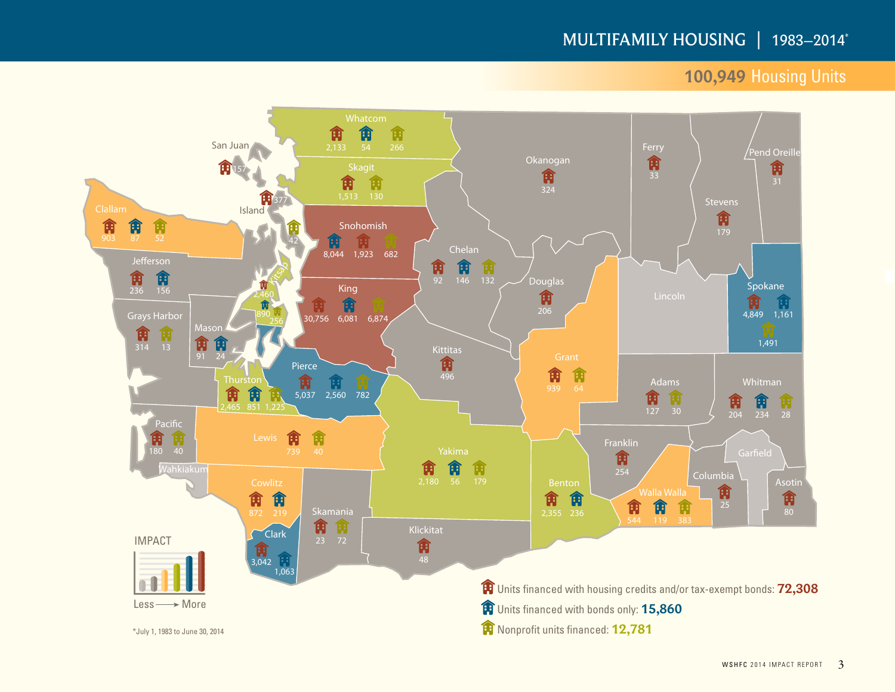# MULTIFAMILY HOUSING | 1983–2014*

## 100,949 Housing Units

| County | Units financed with housing credits and/or tax-exempt bonds | Units financed with bonds only | Nonprofit units financed |
|---|---|---|---|
| Whatcom | 2,133 | 54 | 266 |
| Skagit | 1,513 | | 130 |
| San Juan | 157 | | |
| Island | 377 | | 42 |
| Clallam | 903 | 87 | 52 |
| Snohomish | 1,923 | 8,044 | 682 |
| Jefferson | 236 | 156 | |
| Kitsap | 2,460 | 890 | 256 |
| King | 30,756 | 6,081 | 6,874 |
| Grays Harbor | 314 | | 13 |
| Mason | 91 | 24 | |
| Pierce | 5,037 | 2,560 | 782 |
| Thurston | 2,465 | 851 | 1,225 |
| Pacific | 180 | | 40 |
| Wahkiakum | | | |
| Lewis | 739 | | 40 |
| Cowlitz | 872 | 219 | |
| Clark | 3,042 | 1,063 | |
| Skamania | 23 | | 72 |
| Okanogan | 324 | | |
| Chelan | 92 | 146 | 132 |
| Douglas | 206 | | |
| Kittitas | 496 | | |
| Yakima | 2,180 | 56 | 179 |
| Klickitat | 48 | | |
| Ferry | 33 | | |
| Stevens | 179 | | |
| Pend Oreille | 31 | | |
| Lincoln | | | |
| Spokane | 4,849 | 1,161 | 1,491 |
| Grant | 939 | | 64 |
| Adams | 127 | | 30 |
| Whitman | 204 | 234 | 28 |
| Franklin | 254 | | |
| Benton | 2,355 | 236 | |
| Walla Walla | 544 | 119 | 383 |
| Columbia | 25 | | |
| Garfield | | | |
| Asotin | 80 | | |

IMPACT: Less ⟶ More

Units financed with housing credits and/or tax-exempt bonds: **72,308**

Units financed with bonds only: **15,860**

Nonprofit units financed: **12,781**

*July 1, 1983 to June 30, 2014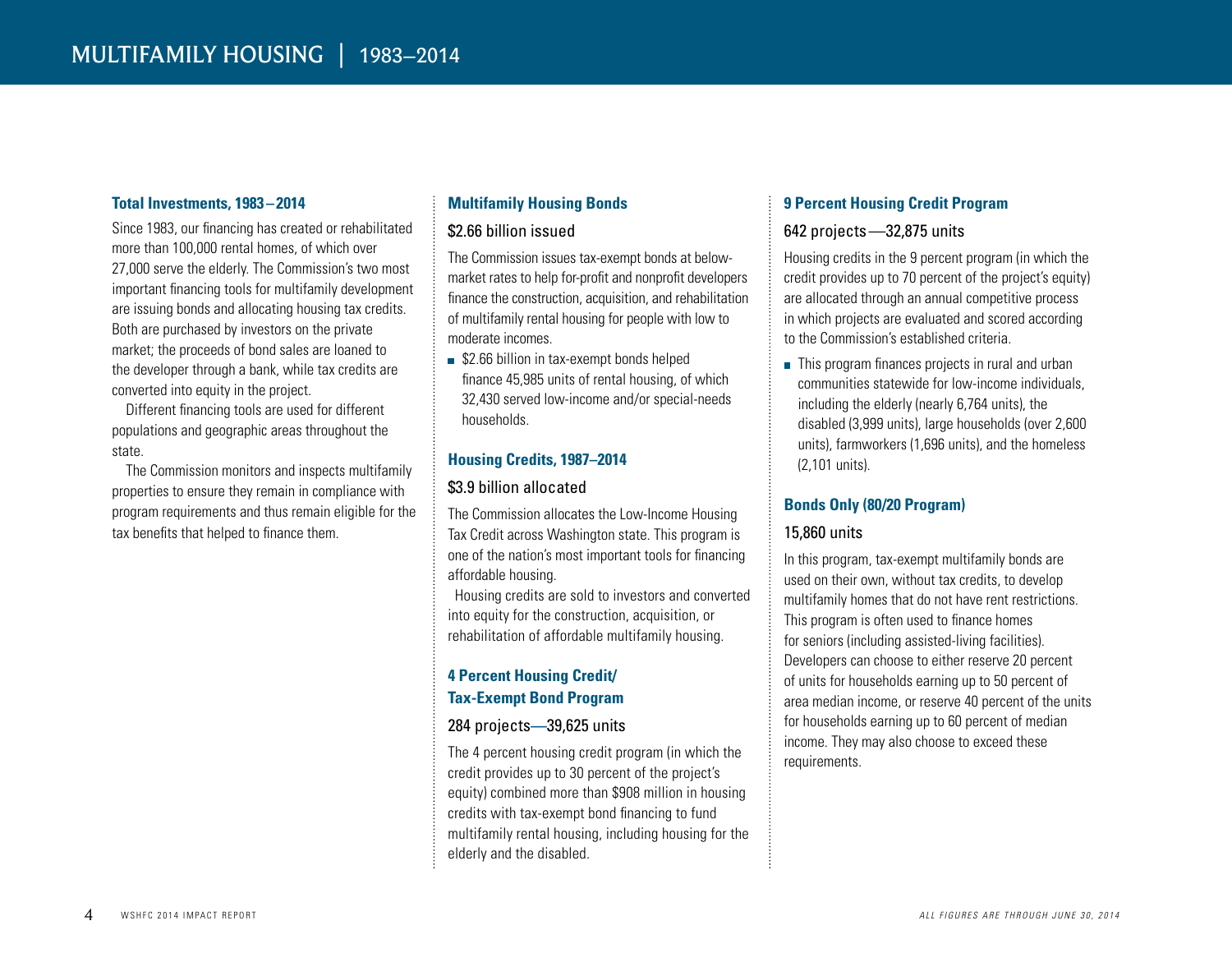# MULTIFAMILY HOUSING | 1983–2014

### Total Investments, 1983 – 2014

Since 1983, our financing has created or rehabilitated more than 100,000 rental homes, of which over 27,000 serve the elderly. The Commission's two most important financing tools for multifamily development are issuing bonds and allocating housing tax credits. Both are purchased by investors on the private market; the proceeds of bond sales are loaned to the developer through a bank, while tax credits are converted into equity in the project.

Different financing tools are used for different populations and geographic areas throughout the state.

The Commission monitors and inspects multifamily properties to ensure they remain in compliance with program requirements and thus remain eligible for the tax benefits that helped to finance them.

### Multifamily Housing Bonds

$2.66 billion issued

The Commission issues tax-exempt bonds at below-market rates to help for-profit and nonprofit developers finance the construction, acquisition, and rehabilitation of multifamily rental housing for people with low to moderate incomes.

- $2.66 billion in tax-exempt bonds helped finance 45,985 units of rental housing, of which 32,430 served low-income and/or special-needs households.

### Housing Credits, 1987–2014

$3.9 billion allocated

The Commission allocates the Low-Income Housing Tax Credit across Washington state. This program is one of the nation's most important tools for financing affordable housing.

Housing credits are sold to investors and converted into equity for the construction, acquisition, or rehabilitation of affordable multifamily housing.

### 4 Percent Housing Credit/ Tax-Exempt Bond Program

284 projects—39,625 units

The 4 percent housing credit program (in which the credit provides up to 30 percent of the project's equity) combined more than $908 million in housing credits with tax-exempt bond financing to fund multifamily rental housing, including housing for the elderly and the disabled.

### 9 Percent Housing Credit Program

642 projects—32,875 units

Housing credits in the 9 percent program (in which the credit provides up to 70 percent of the project's equity) are allocated through an annual competitive process in which projects are evaluated and scored according to the Commission's established criteria.

- This program finances projects in rural and urban communities statewide for low-income individuals, including the elderly (nearly 6,764 units), the disabled (3,999 units), large households (over 2,600 units), farmworkers (1,696 units), and the homeless (2,101 units).

### Bonds Only (80/20 Program)

15,860 units

In this program, tax-exempt multifamily bonds are used on their own, without tax credits, to develop multifamily homes that do not have rent restrictions. This program is often used to finance homes for seniors (including assisted-living facilities). Developers can choose to either reserve 20 percent of units for households earning up to 50 percent of area median income, or reserve 40 percent of the units for households earning up to 60 percent of median income. They may also choose to exceed these requirements.

*All figures are through June 30, 2014*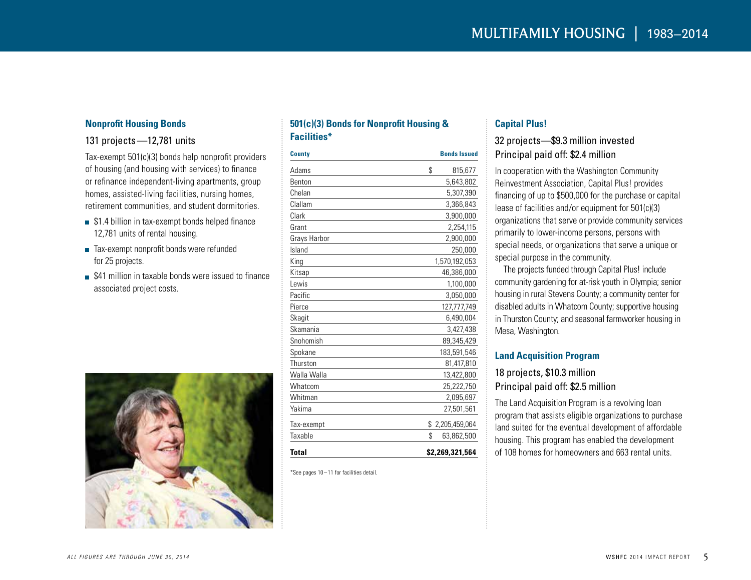# MULTIFAMILY HOUSING | 1983–2014

## Nonprofit Housing Bonds

131 projects—12,781 units

Tax-exempt 501(c)(3) bonds help nonprofit providers of housing (and housing with services) to finance or refinance independent-living apartments, group homes, assisted-living facilities, nursing homes, retirement communities, and student dormitories.

- $1.4 billion in tax-exempt bonds helped finance 12,781 units of rental housing.
- Tax-exempt nonprofit bonds were refunded for 25 projects.
- $41 million in taxable bonds were issued to finance associated project costs.

## 501(c)(3) Bonds for Nonprofit Housing & Facilities*

| County | Bonds Issued |
|---|---|
| Adams | $ 815,677 |
| Benton | 5,643,802 |
| Chelan | 5,307,390 |
| Clallam | 3,366,843 |
| Clark | 3,900,000 |
| Grant | 2,254,115 |
| Grays Harbor | 2,900,000 |
| Island | 250,000 |
| King | 1,570,192,053 |
| Kitsap | 46,386,000 |
| Lewis | 1,100,000 |
| Pacific | 3,050,000 |
| Pierce | 127,777,749 |
| Skagit | 6,490,004 |
| Skamania | 3,427,438 |
| Snohomish | 89,345,429 |
| Spokane | 183,591,546 |
| Thurston | 81,417,810 |
| Walla Walla | 13,422,800 |
| Whatcom | 25,222,750 |
| Whitman | 2,095,697 |
| Yakima | 27,501,561 |
| Tax-exempt | $ 2,205,459,064 |
| Taxable | $ 63,862,500 |
| **Total** | **$2,269,321,564** |

*See pages 10–11 for facilities detail.

## Capital Plus!

32 projects—$9.3 million invested
Principal paid off: $2.4 million

In cooperation with the Washington Community Reinvestment Association, Capital Plus! provides financing of up to $500,000 for the purchase or capital lease of facilities and/or equipment for 501(c)(3) organizations that serve or provide community services primarily to lower-income persons, persons with special needs, or organizations that serve a unique or special purpose in the community.

The projects funded through Capital Plus! include community gardening for at-risk youth in Olympia; senior housing in rural Stevens County; a community center for disabled adults in Whatcom County; supportive housing in Thurston County; and seasonal farmworker housing in Mesa, Washington.

## Land Acquisition Program

18 projects, $10.3 million
Principal paid off: $2.5 million

The Land Acquisition Program is a revolving loan program that assists eligible organizations to purchase land suited for the eventual development of affordable housing. This program has enabled the development of 108 homes for homeowners and 663 rental units.

*All figures are through June 30, 2014*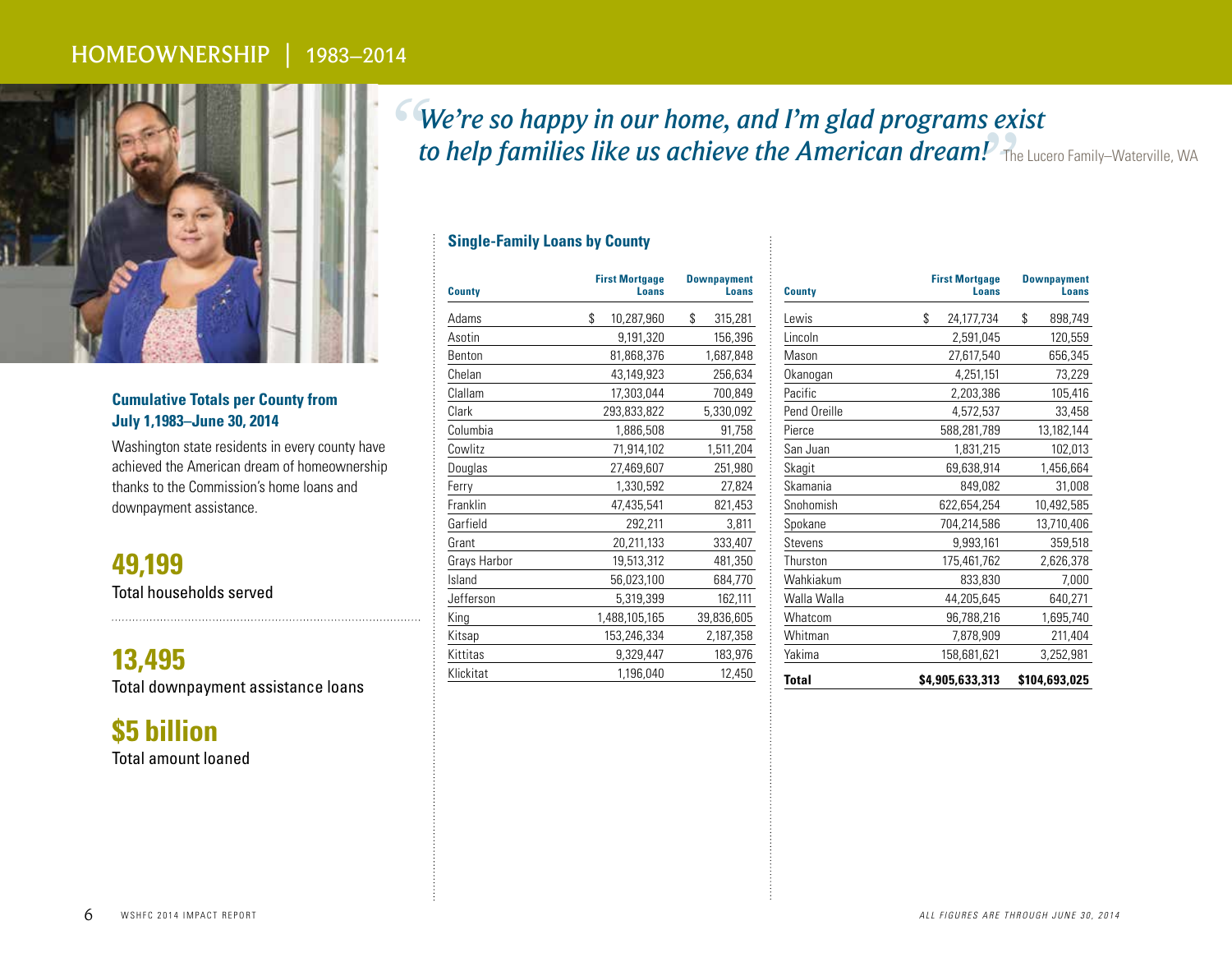# HOMEOWNERSHIP | 1983–2014

*"We're so happy in our home, and I'm glad programs exist to help families like us achieve the American dream!"* The Lucero Family–Waterville, WA

**Cumulative Totals per County from July 1,1983–June 30, 2014**

Washington state residents in every county have achieved the American dream of homeownership thanks to the Commission's home loans and downpayment assistance.

**49,199**
Total households served

**13,495**
Total downpayment assistance loans

**$5 billion**
Total amount loaned

## Single-Family Loans by County

| County | First Mortgage Loans | Downpayment Loans |
|---|---|---|
| Adams | $ 10,287,960 | $ 315,281 |
| Asotin | 9,191,320 | 156,396 |
| Benton | 81,868,376 | 1,687,848 |
| Chelan | 43,149,923 | 256,634 |
| Clallam | 17,303,044 | 700,849 |
| Clark | 293,833,822 | 5,330,092 |
| Columbia | 1,886,508 | 91,758 |
| Cowlitz | 71,914,102 | 1,511,204 |
| Douglas | 27,469,607 | 251,980 |
| Ferry | 1,330,592 | 27,824 |
| Franklin | 47,435,541 | 821,453 |
| Garfield | 292,211 | 3,811 |
| Grant | 20,211,133 | 333,407 |
| Grays Harbor | 19,513,312 | 481,350 |
| Island | 56,023,100 | 684,770 |
| Jefferson | 5,319,399 | 162,111 |
| King | 1,488,105,165 | 39,836,605 |
| Kitsap | 153,246,334 | 2,187,358 |
| Kittitas | 9,329,447 | 183,976 |
| Klickitat | 1,196,040 | 12,450 |
| Lewis | $ 24,177,734 | $ 898,749 |
| Lincoln | 2,591,045 | 120,559 |
| Mason | 27,617,540 | 656,345 |
| Okanogan | 4,251,151 | 73,229 |
| Pacific | 2,203,386 | 105,416 |
| Pend Oreille | 4,572,537 | 33,458 |
| Pierce | 588,281,789 | 13,182,144 |
| San Juan | 1,831,215 | 102,013 |
| Skagit | 69,638,914 | 1,456,664 |
| Skamania | 849,082 | 31,008 |
| Snohomish | 622,654,254 | 10,492,585 |
| Spokane | 704,214,586 | 13,710,406 |
| Stevens | 9,993,161 | 359,518 |
| Thurston | 175,461,762 | 2,626,378 |
| Wahkiakum | 833,830 | 7,000 |
| Walla Walla | 44,205,645 | 640,271 |
| Whatcom | 96,788,216 | 1,695,740 |
| Whitman | 7,878,909 | 211,404 |
| Yakima | 158,681,621 | 3,252,981 |
| **Total** | **$4,905,633,313** | **$104,693,025** |

*ALL FIGURES ARE THROUGH JUNE 30, 2014*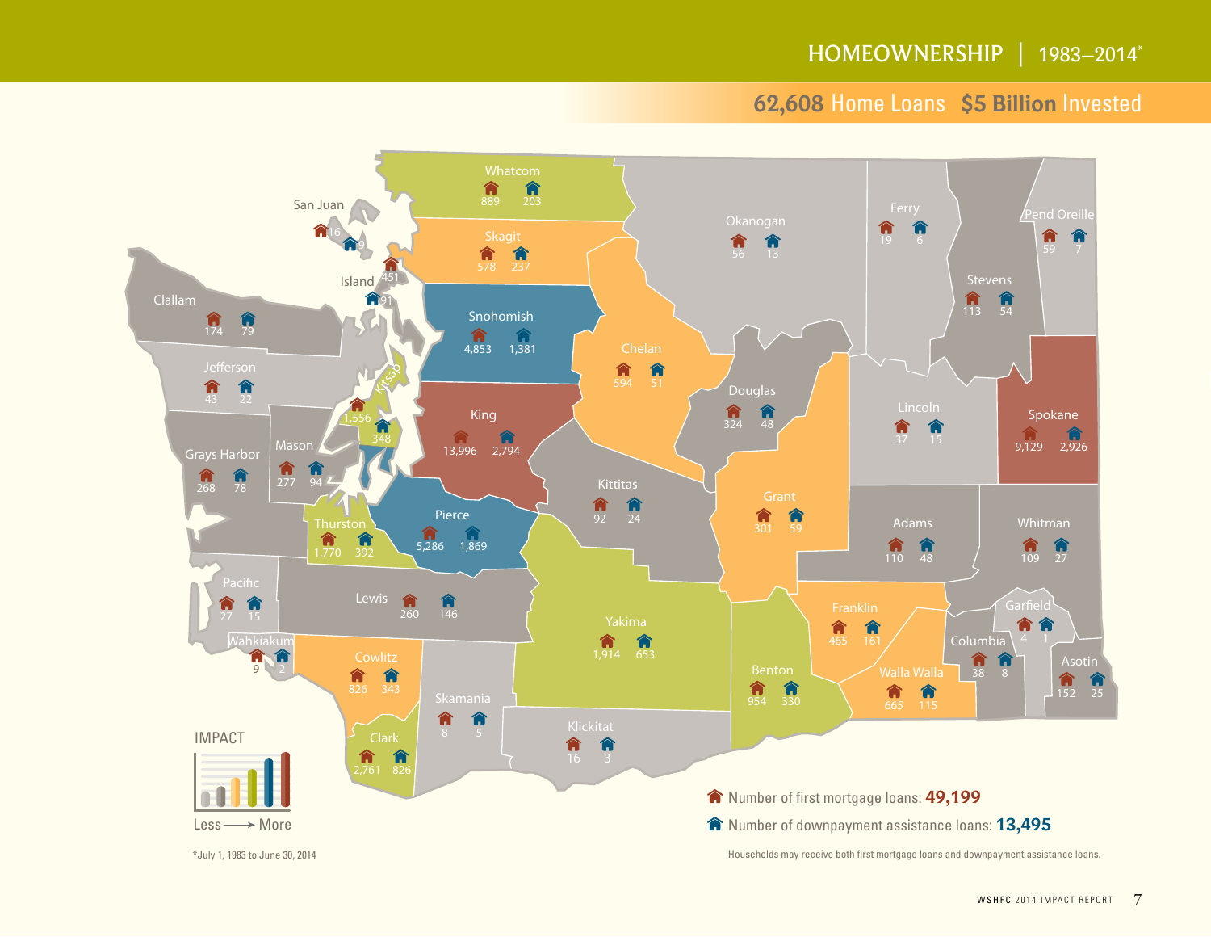# HOMEOWNERSHIP | 1983–2014*

## 62,608 Home Loans $5 Billion Invested

| County | Number of first mortgage loans | Number of downpayment assistance loans |
| --- | --- | --- |
| Whatcom | 889 | 203 |
| San Juan | 16 | 9 |
| Skagit | 578 | 237 |
| Island | 451 | 91 |
| Clallam | 174 | 79 |
| Snohomish | 4,853 | 1,381 |
| Okanogan | 56 | 13 |
| Ferry | 19 | 6 |
| Pend Oreille | 59 | 7 |
| Stevens | 113 | 54 |
| Jefferson | 43 | 22 |
| Kitsap | 1,556 | 348 |
| King | 13,996 | 2,794 |
| Chelan | 594 | 51 |
| Douglas | 324 | 48 |
| Lincoln | 37 | 15 |
| Spokane | 9,129 | 2,926 |
| Grays Harbor | 268 | 78 |
| Mason | 277 | 94 |
| Thurston | 1,770 | 392 |
| Pierce | 5,286 | 1,869 |
| Kittitas | 92 | 24 |
| Grant | 301 | 59 |
| Adams | 110 | 48 |
| Whitman | 109 | 27 |
| Pacific | 27 | 15 |
| Lewis | 260 | 146 |
| Yakima | 1,914 | 653 |
| Franklin | 465 | 161 |
| Garfield | 4 | 1 |
| Wahkiakum | 9 | 2 |
| Columbia | 38 | 8 |
| Asotin | 152 | 25 |
| Walla Walla | 665 | 115 |
| Benton | 954 | 330 |
| Cowlitz | 826 | 343 |
| Skamania | 8 | 5 |
| Clark | 2,761 | 826 |
| Klickitat | 16 | 3 |

IMPACT

Less ——> More

Number of first mortgage loans: **49,199**

Number of downpayment assistance loans: **13,495**

Households may receive both first mortgage loans and downpayment assistance loans.

*July 1, 1983 to June 30, 2014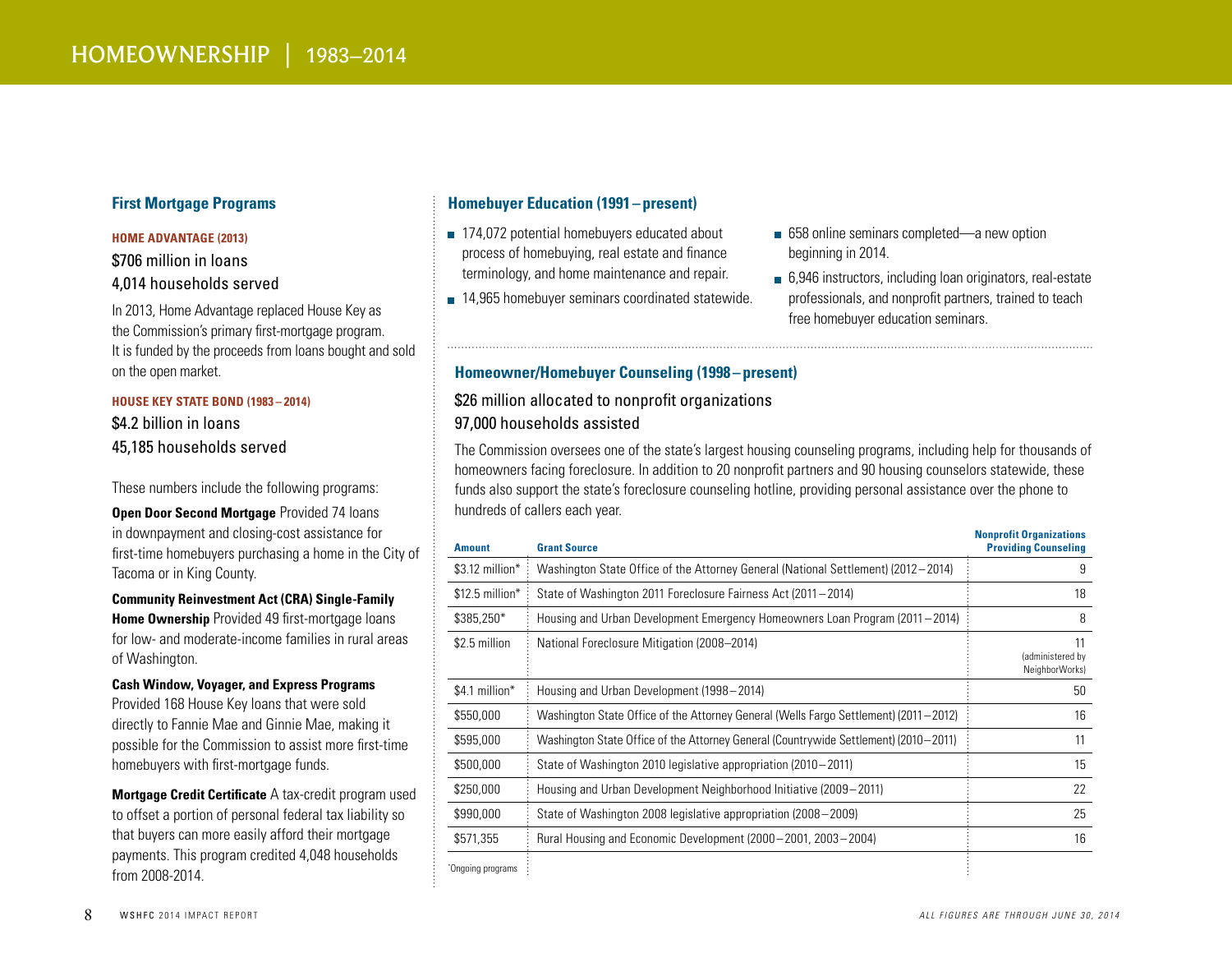# HOMEOWNERSHIP | 1983–2014

## First Mortgage Programs

**HOME ADVANTAGE (2013)**

$706 million in loans
4,014 households served

In 2013, Home Advantage replaced House Key as the Commission's primary first-mortgage program. It is funded by the proceeds from loans bought and sold on the open market.

**HOUSE KEY STATE BOND (1983 – 2014)**

$4.2 billion in loans
45,185 households served

These numbers include the following programs:

**Open Door Second Mortgage** Provided 74 loans in downpayment and closing-cost assistance for first-time homebuyers purchasing a home in the City of Tacoma or in King County.

**Community Reinvestment Act (CRA) Single-Family Home Ownership** Provided 49 first-mortgage loans for low- and moderate-income families in rural areas of Washington.

**Cash Window, Voyager, and Express Programs** Provided 168 House Key loans that were sold directly to Fannie Mae and Ginnie Mae, making it possible for the Commission to assist more first-time homebuyers with first-mortgage funds.

**Mortgage Credit Certificate** A tax-credit program used to offset a portion of personal federal tax liability so that buyers can more easily afford their mortgage payments. This program credited 4,048 households from 2008-2014.

## Homebuyer Education (1991 – present)

- 174,072 potential homebuyers educated about process of homebuying, real estate and finance terminology, and home maintenance and repair.
- 14,965 homebuyer seminars coordinated statewide.
- 658 online seminars completed—a new option beginning in 2014.
- 6,946 instructors, including loan originators, real-estate professionals, and nonprofit partners, trained to teach free homebuyer education seminars.

## Homeowner/Homebuyer Counseling (1998 – present)

$26 million allocated to nonprofit organizations
97,000 households assisted

The Commission oversees one of the state's largest housing counseling programs, including help for thousands of homeowners facing foreclosure. In addition to 20 nonprofit partners and 90 housing counselors statewide, these funds also support the state's foreclosure counseling hotline, providing personal assistance over the phone to hundreds of callers each year.

| Amount | Grant Source | Nonprofit Organizations Providing Counseling |
|---|---|---|
| $3.12 million* | Washington State Office of the Attorney General (National Settlement) (2012 – 2014) | 9 |
| $12.5 million* | State of Washington 2011 Foreclosure Fairness Act (2011 – 2014) | 18 |
| $385,250* | Housing and Urban Development Emergency Homeowners Loan Program (2011 – 2014) | 8 |
| $2.5 million | National Foreclosure Mitigation (2008–2014) | 11 (administered by NeighborWorks) |
| $4.1 million* | Housing and Urban Development (1998 – 2014) | 50 |
| $550,000 | Washington State Office of the Attorney General (Wells Fargo Settlement) (2011 – 2012) | 16 |
| $595,000 | Washington State Office of the Attorney General (Countrywide Settlement) (2010 – 2011) | 11 |
| $500,000 | State of Washington 2010 legislative appropriation (2010 – 2011) | 15 |
| $250,000 | Housing and Urban Development Neighborhood Initiative (2009 – 2011) | 22 |
| $990,000 | State of Washington 2008 legislative appropriation (2008 – 2009) | 25 |
| $571,355 | Rural Housing and Economic Development (2000 – 2001, 2003 – 2004) | 16 |

*Ongoing programs

*ALL FIGURES ARE THROUGH JUNE 30, 2014*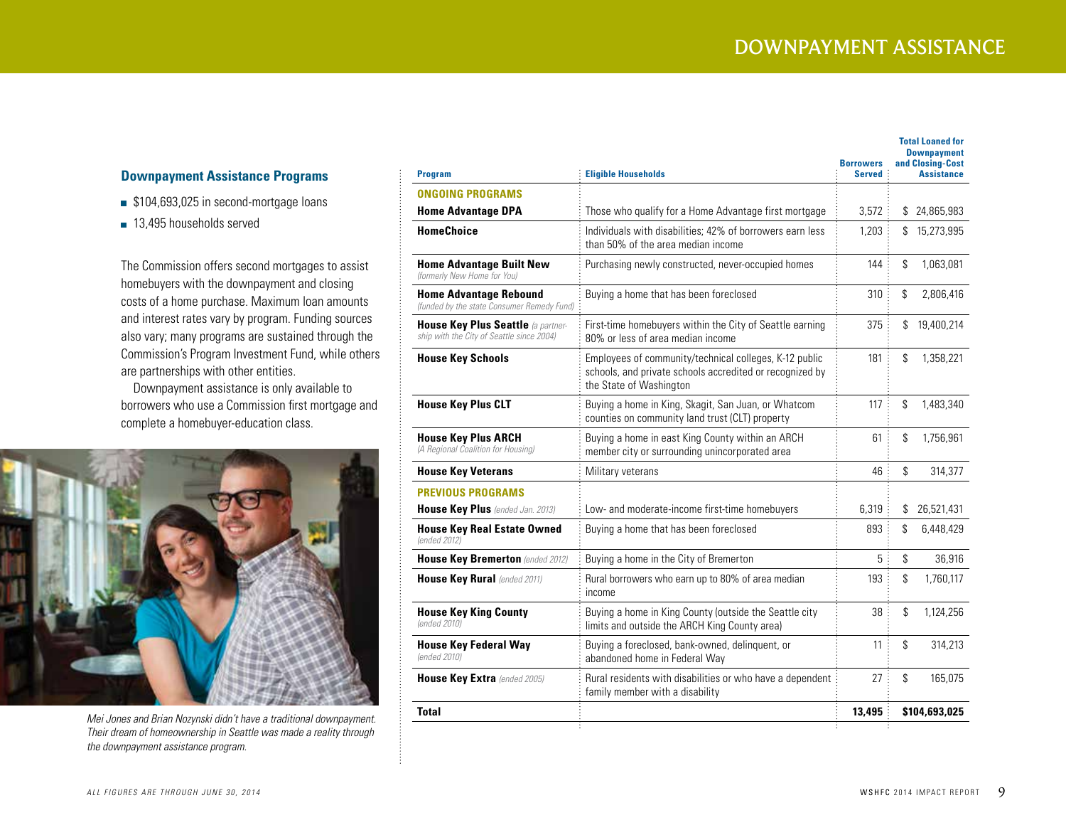# DOWNPAYMENT ASSISTANCE

## Downpayment Assistance Programs

- $104,693,025 in second-mortgage loans
- 13,495 households served

The Commission offers second mortgages to assist homebuyers with the downpayment and closing costs of a home purchase. Maximum loan amounts and interest rates vary by program. Funding sources also vary; many programs are sustained through the Commission's Program Investment Fund, while others are partnerships with other entities.

Downpayment assistance is only available to borrowers who use a Commission first mortgage and complete a homebuyer-education class.

*Mei Jones and Brian Nozynski didn't have a traditional downpayment. Their dream of homeownership in Seattle was made a reality through the downpayment assistance program.*

| Program | Eligible Households | Borrowers Served | Total Loaned for Downpayment and Closing-Cost Assistance |
|---|---|---|---|
| **ONGOING PROGRAMS** | | | |
| **Home Advantage DPA** | Those who qualify for a Home Advantage first mortgage | 3,572 | $ 24,865,983 |
| **HomeChoice** | Individuals with disabilities; 42% of borrowers earn less than 50% of the area median income | 1,203 | $ 15,273,995 |
| **Home Advantage Built New** *(formerly New Home for You)* | Purchasing newly constructed, never-occupied homes | 144 | $ 1,063,081 |
| **Home Advantage Rebound** *(funded by the state Consumer Remedy Fund)* | Buying a home that has been foreclosed | 310 | $ 2,806,416 |
| **House Key Plus Seattle** *(a partnership with the City of Seattle since 2004)* | First-time homebuyers within the City of Seattle earning 80% or less of area median income | 375 | $ 19,400,214 |
| **House Key Schools** | Employees of community/technical colleges, K-12 public schools, and private schools accredited or recognized by the State of Washington | 181 | $ 1,358,221 |
| **House Key Plus CLT** | Buying a home in King, Skagit, San Juan, or Whatcom counties on community land trust (CLT) property | 117 | $ 1,483,340 |
| **House Key Plus ARCH** *(A Regional Coalition for Housing)* | Buying a home in east King County within an ARCH member city or surrounding unincorporated area | 61 | $ 1,756,961 |
| **House Key Veterans** | Military veterans | 46 | $ 314,377 |
| **PREVIOUS PROGRAMS** | | | |
| **House Key Plus** *(ended Jan. 2013)* | Low- and moderate-income first-time homebuyers | 6,319 | $ 26,521,431 |
| **House Key Real Estate Owned** *(ended 2012)* | Buying a home that has been foreclosed | 893 | $ 6,448,429 |
| **House Key Bremerton** *(ended 2012)* | Buying a home in the City of Bremerton | 5 | $ 36,916 |
| **House Key Rural** *(ended 2011)* | Rural borrowers who earn up to 80% of area median income | 193 | $ 1,760,117 |
| **House Key King County** *(ended 2010)* | Buying a home in King County (outside the Seattle city limits and outside the ARCH King County area) | 38 | $ 1,124,256 |
| **House Key Federal Way** *(ended 2010)* | Buying a foreclosed, bank-owned, delinquent, or abandoned home in Federal Way | 11 | $ 314,213 |
| **House Key Extra** *(ended 2005)* | Rural residents with disabilities or who have a dependent family member with a disability | 27 | $ 165,075 |
| **Total** | | **13,495** | **$104,693,025** |

*ALL FIGURES ARE THROUGH JUNE 30, 2014*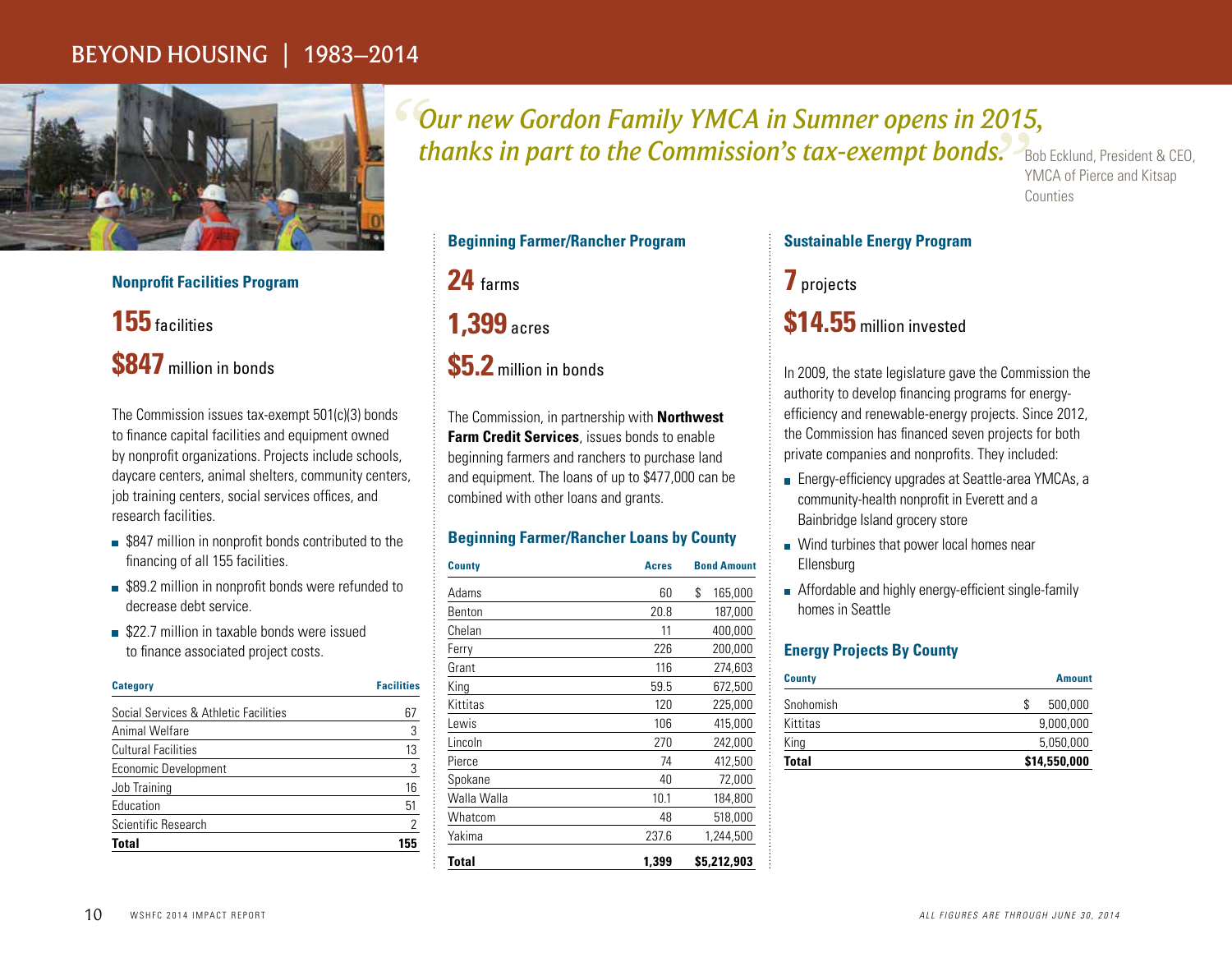# BEYOND HOUSING | 1983–2014

*"Our new Gordon Family YMCA in Sumner opens in 2015, thanks in part to the Commission's tax-exempt bonds."*

Bob Ecklund, President & CEO, YMCA of Pierce and Kitsap Counties

### Nonprofit Facilities Program

**155** facilities

**$847** million in bonds

The Commission issues tax-exempt 501(c)(3) bonds to finance capital facilities and equipment owned by nonprofit organizations. Projects include schools, daycare centers, animal shelters, community centers, job training centers, social services offices, and research facilities.

- $847 million in nonprofit bonds contributed to the financing of all 155 facilities.
- $89.2 million in nonprofit bonds were refunded to decrease debt service.
- $22.7 million in taxable bonds were issued to finance associated project costs.

| Category | Facilities |
|---|---|
| Social Services & Athletic Facilities | 67 |
| Animal Welfare | 3 |
| Cultural Facilities | 13 |
| Economic Development | 3 |
| Job Training | 16 |
| Education | 51 |
| Scientific Research | 2 |
| **Total** | **155** |

### Beginning Farmer/Rancher Program

**24** farms

**1,399** acres

**$5.2** million in bonds

The Commission, in partnership with **Northwest Farm Credit Services**, issues bonds to enable beginning farmers and ranchers to purchase land and equipment. The loans of up to $477,000 can be combined with other loans and grants.

### Beginning Farmer/Rancher Loans by County

| County | Acres | Bond Amount |
|---|---|---|
| Adams | 60 | $ 165,000 |
| Benton | 20.8 | 187,000 |
| Chelan | 11 | 400,000 |
| Ferry | 226 | 200,000 |
| Grant | 116 | 274,603 |
| King | 59.5 | 672,500 |
| Kittitas | 120 | 225,000 |
| Lewis | 106 | 415,000 |
| Lincoln | 270 | 242,000 |
| Pierce | 74 | 412,500 |
| Spokane | 40 | 72,000 |
| Walla Walla | 10.1 | 184,800 |
| Whatcom | 48 | 518,000 |
| Yakima | 237.6 | 1,244,500 |
| **Total** | **1,399** | **$5,212,903** |

### Sustainable Energy Program

**7** projects

**$14.55** million invested

In 2009, the state legislature gave the Commission the authority to develop financing programs for energy-efficiency and renewable-energy projects. Since 2012, the Commission has financed seven projects for both private companies and nonprofits. They included:

- Energy-efficiency upgrades at Seattle-area YMCAs, a community-health nonprofit in Everett and a Bainbridge Island grocery store
- Wind turbines that power local homes near Ellensburg
- Affordable and highly energy-efficient single-family homes in Seattle

### Energy Projects By County

| County | Amount |
|---|---|
| Snohomish | $ 500,000 |
| Kittitas | 9,000,000 |
| King | 5,050,000 |
| **Total** | **$14,550,000** |

*ALL FIGURES ARE THROUGH JUNE 30, 2014*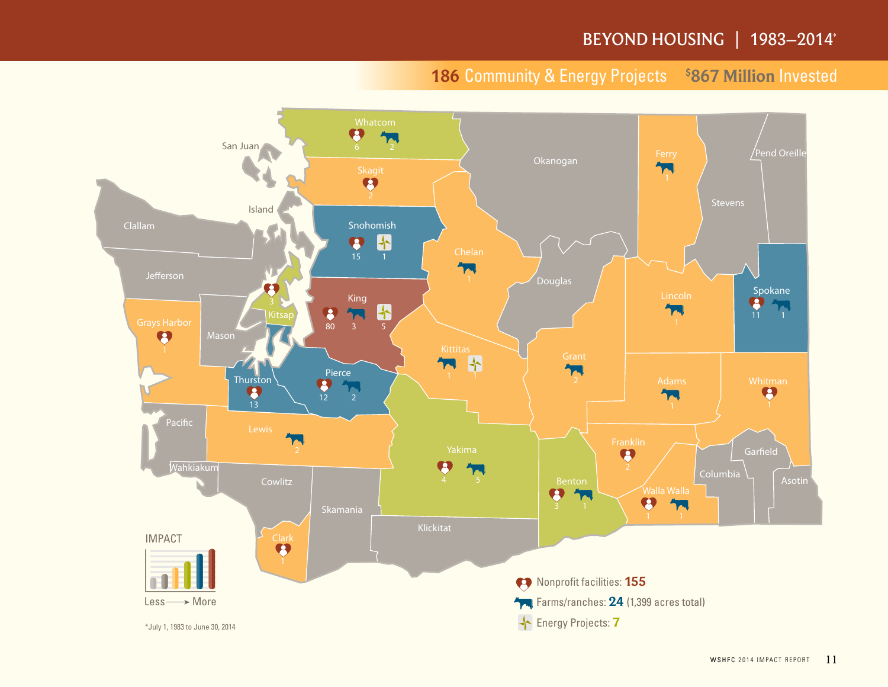# BEYOND HOUSING | 1983–2014*

## 186 Community & Energy Projects   $867 Million Invested

| County | Nonprofit facilities | Farms/ranches | Energy Projects |
|---|---|---|---|
| Whatcom | 6 | 2 | |
| Skagit | 2 | | |
| Snohomish | 15 | | 1 |
| Kitsap | 3 | | |
| King | 80 | 3 | 5 |
| Grays Harbor | 1 | | |
| Thurston | 13 | | |
| Pierce | 12 | 2 | |
| Lewis | | 2 | |
| Clark | 1 | | |
| Chelan | | 1 | |
| Kittitas | | 1 | 1 |
| Yakima | 4 | 5 | |
| Benton | 3 | 1 | |
| Grant | | 2 | |
| Ferry | | 1 | |
| Lincoln | | 1 | |
| Spokane | 11 | 1 | |
| Adams | | 1 | |
| Whitman | 1 | | |
| Franklin | 2 | | |
| Walla Walla | 1 | 1 | |

Other counties shown: San Juan, Island, Clallam, Jefferson, Mason, Pacific, Wahkiakum, Cowlitz, Skamania, Klickitat, Okanogan, Douglas, Stevens, Pend Oreille, Columbia, Garfield, Asotin

IMPACT: Less → More

Nonprofit facilities: **155**

Farms/ranches: **24** (1,399 acres total)

Energy Projects: **7**

*July 1, 1983 to June 30, 2014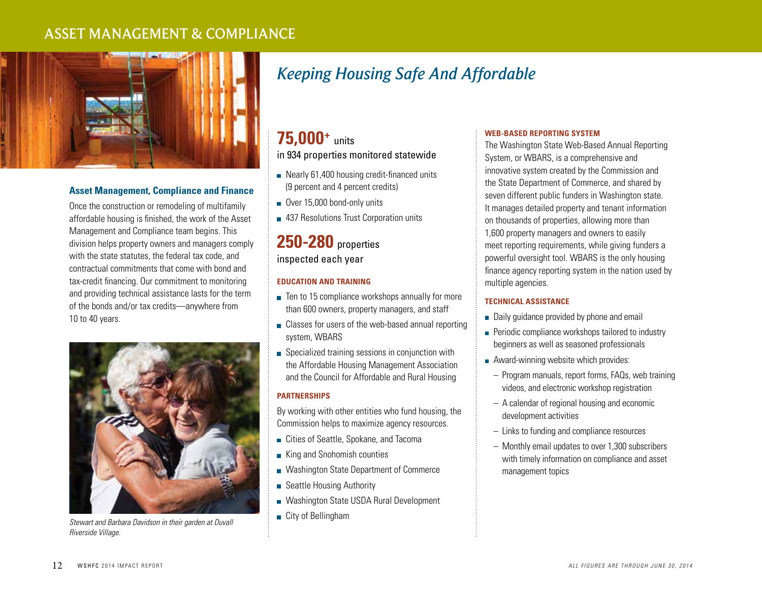# ASSET MANAGEMENT & COMPLIANCE

## *Keeping Housing Safe And Affordable*

### Asset Management, Compliance and Finance

Once the construction or remodeling of multifamily affordable housing is finished, the work of the Asset Management and Compliance team begins. This division helps property owners and managers comply with the state statutes, the federal tax code, and contractual commitments that come with bond and tax-credit financing. Our commitment to monitoring and providing technical assistance lasts for the term of the bonds and/or tax credits—anywhere from 10 to 40 years.

*Stewart and Barbara Davidson in their garden at Duvall Riverside Village.*

**75,000+** units
in 934 properties monitored statewide

- Nearly 61,400 housing credit-financed units (9 percent and 4 percent credits)
- Over 15,000 bond-only units
- 437 Resolutions Trust Corporation units

**250-280** properties
inspected each year

#### EDUCATION AND TRAINING

- Ten to 15 compliance workshops annually for more than 600 owners, property managers, and staff
- Classes for users of the web-based annual reporting system, WBARS
- Specialized training sessions in conjunction with the Affordable Housing Management Association and the Council for Affordable and Rural Housing

#### PARTNERSHIPS

By working with other entities who fund housing, the Commission helps to maximize agency resources.

- Cities of Seattle, Spokane, and Tacoma
- King and Snohomish counties
- Washington State Department of Commerce
- Seattle Housing Authority
- Washington State USDA Rural Development
- City of Bellingham

#### WEB-BASED REPORTING SYSTEM

The Washington State Web-Based Annual Reporting System, or WBARS, is a comprehensive and innovative system created by the Commission and the State Department of Commerce, and shared by seven different public funders in Washington state. It manages detailed property and tenant information on thousands of properties, allowing more than 1,600 property managers and owners to easily meet reporting requirements, while giving funders a powerful oversight tool. WBARS is the only housing finance agency reporting system in the nation used by multiple agencies.

#### TECHNICAL ASSISTANCE

- Daily guidance provided by phone and email
- Periodic compliance workshops tailored to industry beginners as well as seasoned professionals
- Award-winning website which provides:
  - Program manuals, report forms, FAQs, web training videos, and electronic workshop registration
  - A calendar of regional housing and economic development activities
  - Links to funding and compliance resources
  - Monthly email updates to over 1,300 subscribers with timely information on compliance and asset management topics

*ALL FIGURES ARE THROUGH JUNE 30, 2014*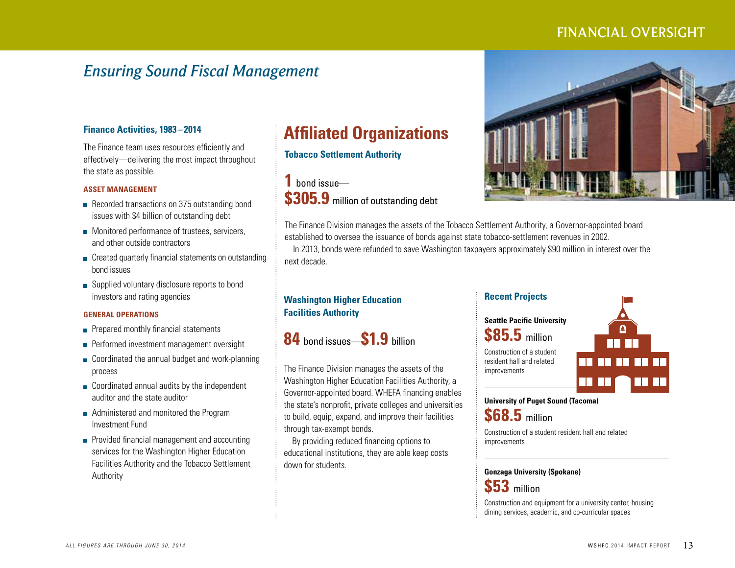# Ensuring Sound Fiscal Management

### Finance Activities, 1983 – 2014

The Finance team uses resources efficiently and effectively—delivering the most impact throughout the state as possible.

**ASSET MANAGEMENT**

- Recorded transactions on 375 outstanding bond issues with $4 billion of outstanding debt
- Monitored performance of trustees, servicers, and other outside contractors
- Created quarterly financial statements on outstanding bond issues
- Supplied voluntary disclosure reports to bond investors and rating agencies

**GENERAL OPERATIONS**

- Prepared monthly financial statements
- Performed investment management oversight
- Coordinated the annual budget and work-planning process
- Coordinated annual audits by the independent auditor and the state auditor
- Administered and monitored the Program Investment Fund
- Provided financial management and accounting services for the Washington Higher Education Facilities Authority and the Tobacco Settlement Authority

## Affiliated Organizations

### Tobacco Settlement Authority

**1** bond issue—
**$305.9** million of outstanding debt

The Finance Division manages the assets of the Tobacco Settlement Authority, a Governor-appointed board established to oversee the issuance of bonds against state tobacco-settlement revenues in 2002.

In 2013, bonds were refunded to save Washington taxpayers approximately $90 million in interest over the next decade.

### Washington Higher Education Facilities Authority

**84** bond issues—**$1.9** billion

The Finance Division manages the assets of the Washington Higher Education Facilities Authority, a Governor-appointed board. WHEFA financing enables the state's nonprofit, private colleges and universities to build, equip, expand, and improve their facilities through tax-exempt bonds.

By providing reduced financing options to educational institutions, they are able keep costs down for students.

### Recent Projects

**Seattle Pacific University**

**$85.5** million

Construction of a student resident hall and related improvements

**University of Puget Sound (Tacoma)**

**$68.5** million

Construction of a student resident hall and related improvements

**Gonzaga University (Spokane)**

**$53** million

Construction and equipment for a university center, housing dining services, academic, and co-curricular spaces

*All figures are through June 30, 2014*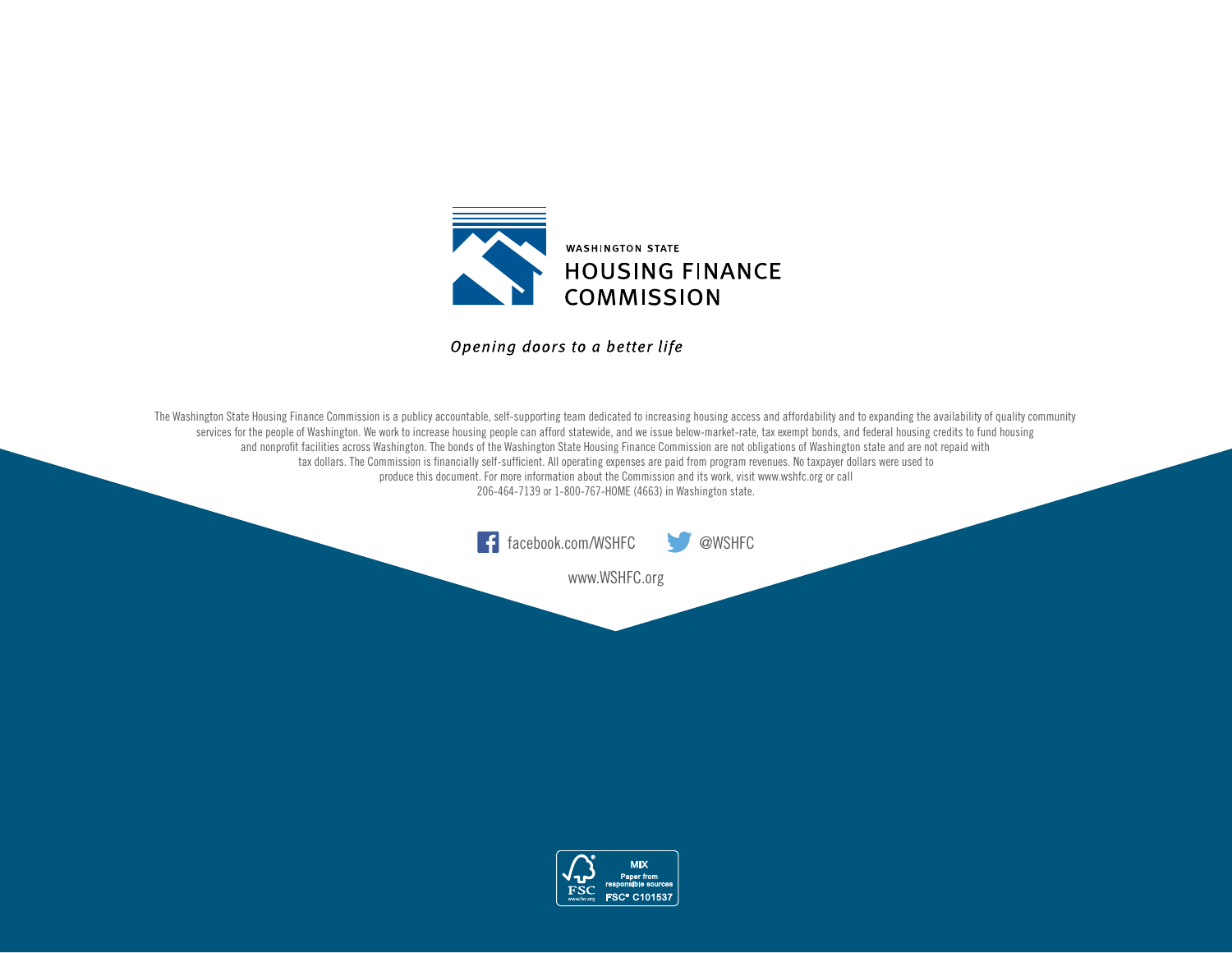WASHINGTON STATE
HOUSING FINANCE
COMMISSION

*Opening doors to a better life*

The Washington State Housing Finance Commission is a publicy accountable, self-supporting team dedicated to increasing housing access and affordability and to expanding the availability of quality community services for the people of Washington. We work to increase housing people can afford statewide, and we issue below-market-rate, tax exempt bonds, and federal housing credits to fund housing and nonprofit facilities across Washington. The bonds of the Washington State Housing Finance Commission are not obligations of Washington state and are not repaid with tax dollars. The Commission is financially self-sufficient. All operating expenses are paid from program revenues. No taxpayer dollars were used to produce this document. For more information about the Commission and its work, visit www.wshfc.org or call 206-464-7139 or 1-800-767-HOME (4663) in Washington state.

facebook.com/WSHFC @WSHFC

www.WSHFC.org

MIX
Paper from responsible sources
FSC® C101537